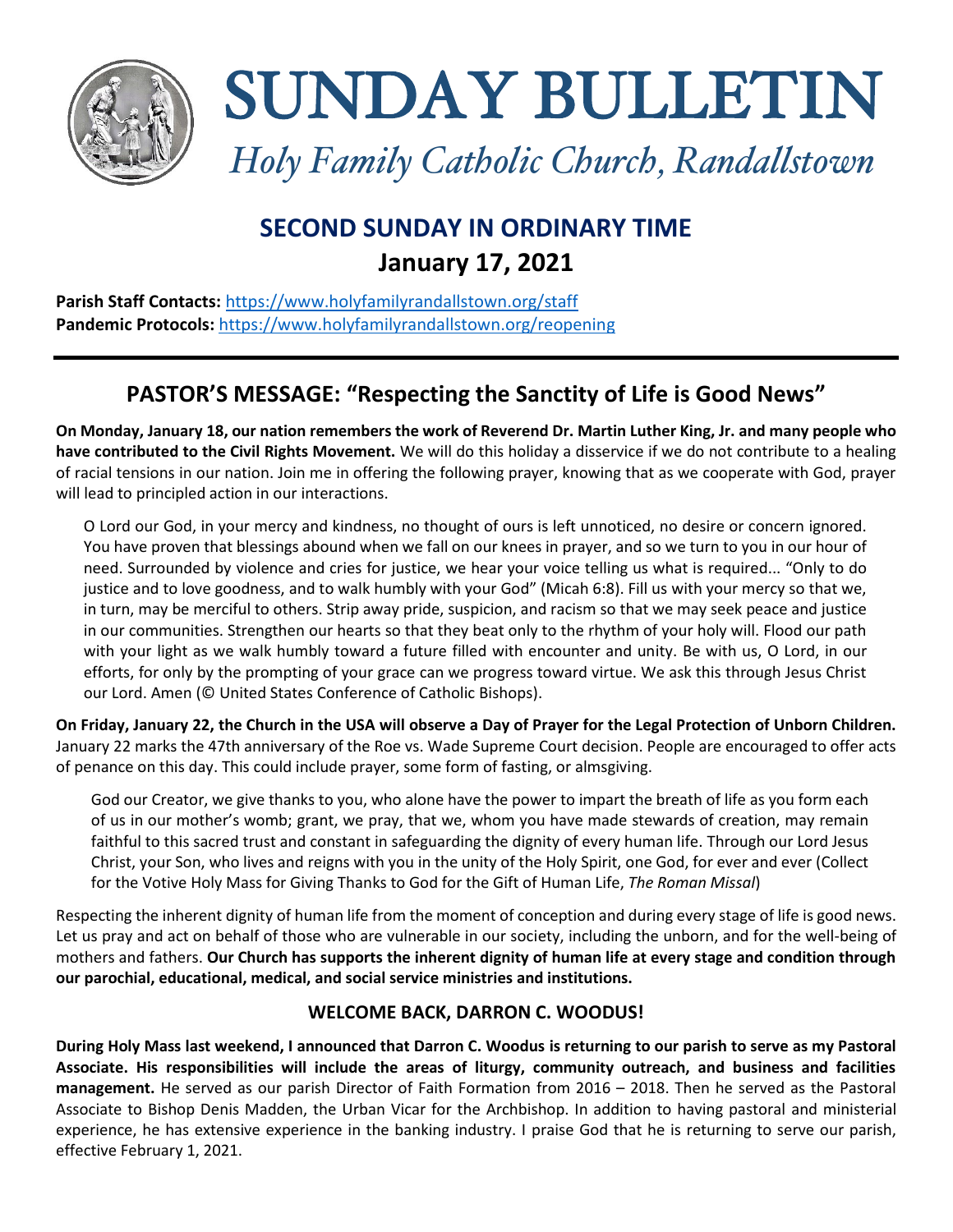# SUNDAY BULLETIN

*Holy Family Catholic Church, Randallstown*

## SECOND SUNDAY IN ORDINARY TIME
## January 17, 2021

**Parish Staff Contacts:** https://www.holyfamilyrandallstown.org/staff
**Pandemic Protocols:** https://www.holyfamilyrandallstown.org/reopening

---

## PASTOR'S MESSAGE: "Respecting the Sanctity of Life is Good News"

**On Monday, January 18, our nation remembers the work of Reverend Dr. Martin Luther King, Jr. and many people who have contributed to the Civil Rights Movement.** We will do this holiday a disservice if we do not contribute to a healing of racial tensions in our nation. Join me in offering the following prayer, knowing that as we cooperate with God, prayer will lead to principled action in our interactions.

> O Lord our God, in your mercy and kindness, no thought of ours is left unnoticed, no desire or concern ignored. You have proven that blessings abound when we fall on our knees in prayer, and so we turn to you in our hour of need. Surrounded by violence and cries for justice, we hear your voice telling us what is required... "Only to do justice and to love goodness, and to walk humbly with your God" (Micah 6:8). Fill us with your mercy so that we, in turn, may be merciful to others. Strip away pride, suspicion, and racism so that we may seek peace and justice in our communities. Strengthen our hearts so that they beat only to the rhythm of your holy will. Flood our path with your light as we walk humbly toward a future filled with encounter and unity. Be with us, O Lord, in our efforts, for only by the prompting of your grace can we progress toward virtue. We ask this through Jesus Christ our Lord. Amen (© United States Conference of Catholic Bishops).

**On Friday, January 22, the Church in the USA will observe a Day of Prayer for the Legal Protection of Unborn Children.** January 22 marks the 47th anniversary of the Roe vs. Wade Supreme Court decision. People are encouraged to offer acts of penance on this day. This could include prayer, some form of fasting, or almsgiving.

> God our Creator, we give thanks to you, who alone have the power to impart the breath of life as you form each of us in our mother's womb; grant, we pray, that we, whom you have made stewards of creation, may remain faithful to this sacred trust and constant in safeguarding the dignity of every human life. Through our Lord Jesus Christ, your Son, who lives and reigns with you in the unity of the Holy Spirit, one God, for ever and ever (Collect for the Votive Holy Mass for Giving Thanks to God for the Gift of Human Life, *The Roman Missal*)

Respecting the inherent dignity of human life from the moment of conception and during every stage of life is good news. Let us pray and act on behalf of those who are vulnerable in our society, including the unborn, and for the well-being of mothers and fathers. **Our Church has supports the inherent dignity of human life at every stage and condition through our parochial, educational, medical, and social service ministries and institutions.**

### WELCOME BACK, DARRON C. WOODUS!

**During Holy Mass last weekend, I announced that Darron C. Woodus is returning to our parish to serve as my Pastoral Associate. His responsibilities will include the areas of liturgy, community outreach, and business and facilities management.** He served as our parish Director of Faith Formation from 2016 – 2018. Then he served as the Pastoral Associate to Bishop Denis Madden, the Urban Vicar for the Archbishop. In addition to having pastoral and ministerial experience, he has extensive experience in the banking industry. I praise God that he is returning to serve our parish, effective February 1, 2021.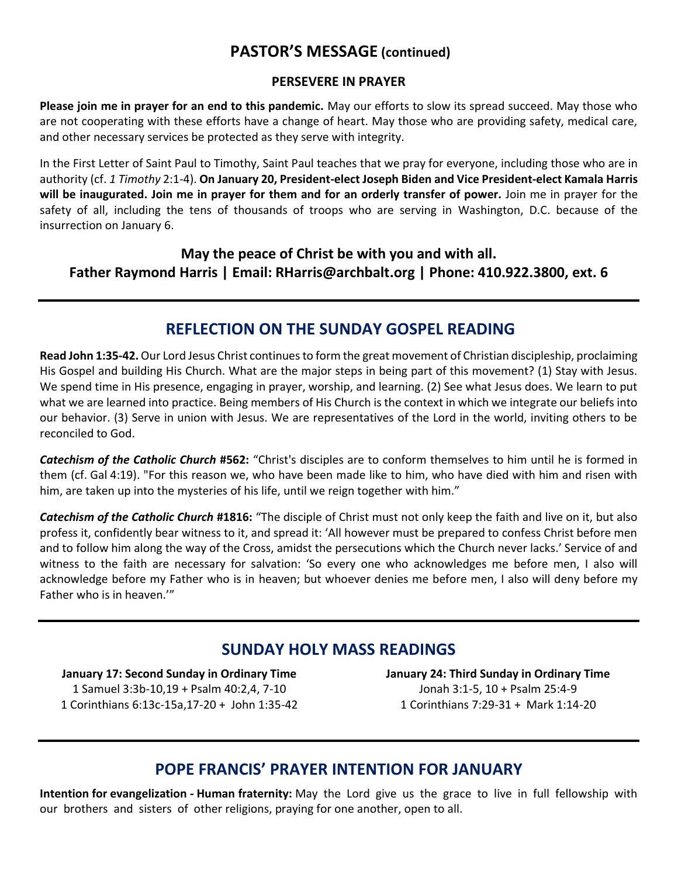# PASTOR'S MESSAGE (continued)

### PERSEVERE IN PRAYER

**Please join me in prayer for an end to this pandemic.** May our efforts to slow its spread succeed. May those who are not cooperating with these efforts have a change of heart. May those who are providing safety, medical care, and other necessary services be protected as they serve with integrity.

In the First Letter of Saint Paul to Timothy, Saint Paul teaches that we pray for everyone, including those who are in authority (cf. *1 Timothy* 2:1-4). **On January 20, President-elect Joseph Biden and Vice President-elect Kamala Harris will be inaugurated. Join me in prayer for them and for an orderly transfer of power.** Join me in prayer for the safety of all, including the tens of thousands of troops who are serving in Washington, D.C. because of the insurrection on January 6.

**May the peace of Christ be with you and with all.**
**Father Raymond Harris | Email: RHarris@archbalt.org | Phone: 410.922.3800, ext. 6**

---

## REFLECTION ON THE SUNDAY GOSPEL READING

**Read John 1:35-42.** Our Lord Jesus Christ continues to form the great movement of Christian discipleship, proclaiming His Gospel and building His Church. What are the major steps in being part of this movement? (1) Stay with Jesus. We spend time in His presence, engaging in prayer, worship, and learning. (2) See what Jesus does. We learn to put what we are learned into practice. Being members of His Church is the context in which we integrate our beliefs into our behavior. (3) Serve in union with Jesus. We are representatives of the Lord in the world, inviting others to be reconciled to God.

***Catechism of the Catholic Church* #562:** "Christ's disciples are to conform themselves to him until he is formed in them (cf. Gal 4:19). "For this reason we, who have been made like to him, who have died with him and risen with him, are taken up into the mysteries of his life, until we reign together with him."

***Catechism of the Catholic Church* #1816:** "The disciple of Christ must not only keep the faith and live on it, but also profess it, confidently bear witness to it, and spread it: 'All however must be prepared to confess Christ before men and to follow him along the way of the Cross, amidst the persecutions which the Church never lacks.' Service of and witness to the faith are necessary for salvation: 'So every one who acknowledges me before men, I also will acknowledge before my Father who is in heaven; but whoever denies me before men, I also will deny before my Father who is in heaven.'"

---

## SUNDAY HOLY MASS READINGS

**January 17: Second Sunday in Ordinary Time**
1 Samuel 3:3b-10,19 + Psalm 40:2,4, 7-10
1 Corinthians 6:13c-15a,17-20 + John 1:35-42

**January 24: Third Sunday in Ordinary Time**
Jonah 3:1-5, 10 + Psalm 25:4-9
1 Corinthians 7:29-31 + Mark 1:14-20

---

## POPE FRANCIS' PRAYER INTENTION FOR JANUARY

**Intention for evangelization - Human fraternity:** May the Lord give us the grace to live in full fellowship with our brothers and sisters of other religions, praying for one another, open to all.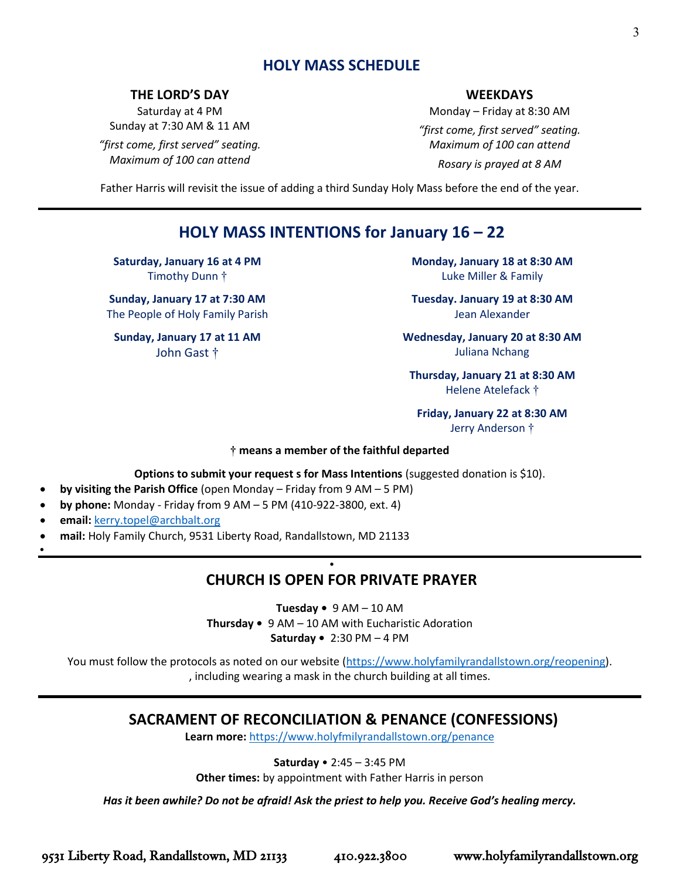## HOLY MASS SCHEDULE

**THE LORD'S DAY**

Saturday at 4 PM
Sunday at 7:30 AM & 11 AM

*"first come, first served" seating. Maximum of 100 can attend*

**WEEKDAYS**

Monday – Friday at 8:30 AM

*"first come, first served" seating. Maximum of 100 can attend*

*Rosary is prayed at 8 AM*

Father Harris will revisit the issue of adding a third Sunday Holy Mass before the end of the year.

## HOLY MASS INTENTIONS for January 16 – 22

**Saturday, January 16 at 4 PM**
Timothy Dunn †

**Sunday, January 17 at 7:30 AM**
The People of Holy Family Parish

**Sunday, January 17 at 11 AM**
John Gast †

**Monday, January 18 at 8:30 AM**
Luke Miller & Family

**Tuesday. January 19 at 8:30 AM**
Jean Alexander

**Wednesday, January 20 at 8:30 AM**
Juliana Nchang

**Thursday, January 21 at 8:30 AM**
Helene Atelefack †

**Friday, January 22 at 8:30 AM**
Jerry Anderson †

**† means a member of the faithful departed**

**Options to submit your request s for Mass Intentions** (suggested donation is $10).

- **by visiting the Parish Office** (open Monday – Friday from 9 AM – 5 PM)
- **by phone:** Monday - Friday from 9 AM – 5 PM (410-922-3800, ext. 4)
- **email:** kerry.topel@archbalt.org
- **mail:** Holy Family Church, 9531 Liberty Road, Randallstown, MD 21133

## CHURCH IS OPEN FOR PRIVATE PRAYER

**Tuesday •** 9 AM – 10 AM
**Thursday •** 9 AM – 10 AM with Eucharistic Adoration
**Saturday •** 2:30 PM – 4 PM

You must follow the protocols as noted on our website (https://www.holyfamilyrandallstown.org/reopening). , including wearing a mask in the church building at all times.

## SACRAMENT OF RECONCILIATION & PENANCE (CONFESSIONS)

**Learn more:** https://www.holyfmilyrandallstown.org/penance

**Saturday** • 2:45 – 3:45 PM
**Other times:** by appointment with Father Harris in person

***Has it been awhile? Do not be afraid! Ask the priest to help you. Receive God's healing mercy.***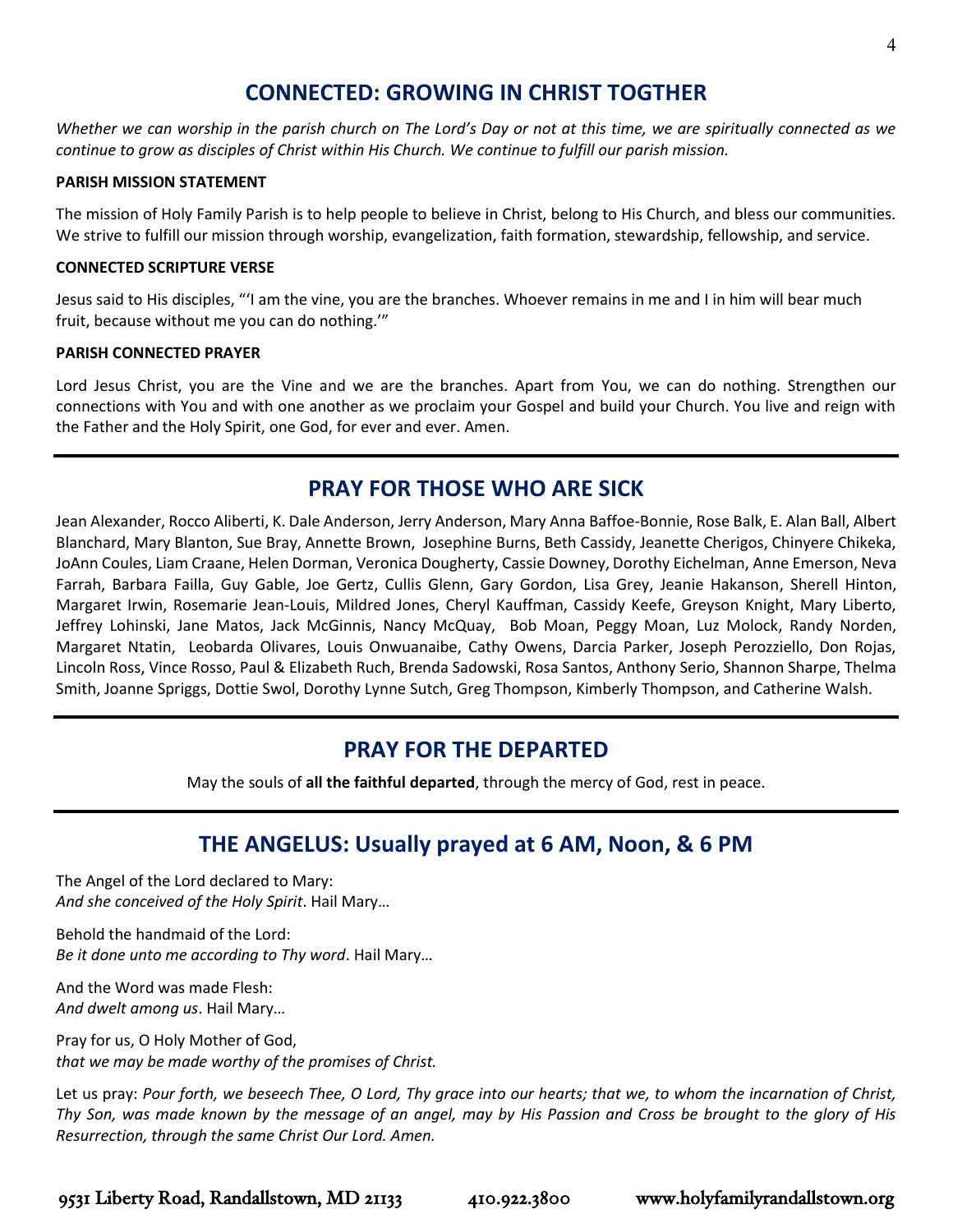## CONNECTED: GROWING IN CHRIST TOGTHER

*Whether we can worship in the parish church on The Lord's Day or not at this time, we are spiritually connected as we continue to grow as disciples of Christ within His Church. We continue to fulfill our parish mission.*

**PARISH MISSION STATEMENT**

The mission of Holy Family Parish is to help people to believe in Christ, belong to His Church, and bless our communities. We strive to fulfill our mission through worship, evangelization, faith formation, stewardship, fellowship, and service.

**CONNECTED SCRIPTURE VERSE**

Jesus said to His disciples, "'I am the vine, you are the branches. Whoever remains in me and I in him will bear much fruit, because without me you can do nothing.'"

**PARISH CONNECTED PRAYER**

Lord Jesus Christ, you are the Vine and we are the branches. Apart from You, we can do nothing. Strengthen our connections with You and with one another as we proclaim your Gospel and build your Church. You live and reign with the Father and the Holy Spirit, one God, for ever and ever. Amen.

## PRAY FOR THOSE WHO ARE SICK

Jean Alexander, Rocco Aliberti, K. Dale Anderson, Jerry Anderson, Mary Anna Baffoe-Bonnie, Rose Balk, E. Alan Ball, Albert Blanchard, Mary Blanton, Sue Bray, Annette Brown, Josephine Burns, Beth Cassidy, Jeanette Cherigos, Chinyere Chikeka, JoAnn Coules, Liam Craane, Helen Dorman, Veronica Dougherty, Cassie Downey, Dorothy Eichelman, Anne Emerson, Neva Farrah, Barbara Failla, Guy Gable, Joe Gertz, Cullis Glenn, Gary Gordon, Lisa Grey, Jeanie Hakanson, Sherell Hinton, Margaret Irwin, Rosemarie Jean-Louis, Mildred Jones, Cheryl Kauffman, Cassidy Keefe, Greyson Knight, Mary Liberto, Jeffrey Lohinski, Jane Matos, Jack McGinnis, Nancy McQuay, Bob Moan, Peggy Moan, Luz Molock, Randy Norden, Margaret Ntatin, Leobarda Olivares, Louis Onwuanaibe, Cathy Owens, Darcia Parker, Joseph Perozziello, Don Rojas, Lincoln Ross, Vince Rosso, Paul & Elizabeth Ruch, Brenda Sadowski, Rosa Santos, Anthony Serio, Shannon Sharpe, Thelma Smith, Joanne Spriggs, Dottie Swol, Dorothy Lynne Sutch, Greg Thompson, Kimberly Thompson, and Catherine Walsh.

## PRAY FOR THE DEPARTED

May the souls of **all the faithful departed**, through the mercy of God, rest in peace.

## THE ANGELUS: Usually prayed at 6 AM, Noon, & 6 PM

The Angel of the Lord declared to Mary:
*And she conceived of the Holy Spirit*. Hail Mary…

Behold the handmaid of the Lord:
*Be it done unto me according to Thy word*. Hail Mary…

And the Word was made Flesh:
*And dwelt among us*. Hail Mary…

Pray for us, O Holy Mother of God,
*that we may be made worthy of the promises of Christ.*

Let us pray: *Pour forth, we beseech Thee, O Lord, Thy grace into our hearts; that we, to whom the incarnation of Christ, Thy Son, was made known by the message of an angel, may by His Passion and Cross be brought to the glory of His Resurrection, through the same Christ Our Lord. Amen.*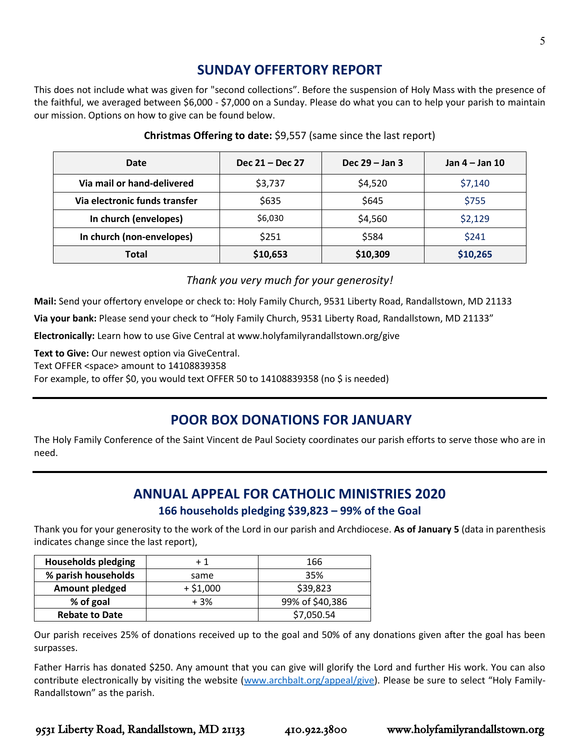## SUNDAY OFFERTORY REPORT

This does not include what was given for "second collections". Before the suspension of Holy Mass with the presence of the faithful, we averaged between $6,000 - $7,000 on a Sunday. Please do what you can to help your parish to maintain our mission. Options on how to give can be found below.

**Christmas Offering to date:** $9,557 (same since the last report)

| Date | Dec 21 – Dec 27 | Dec 29 – Jan 3 | Jan 4 – Jan 10 |
|---|---|---|---|
| Via mail or hand-delivered | $3,737 | $4,520 | $7,140 |
| Via electronic funds transfer | $635 | $645 | $755 |
| In church (envelopes) | $6,030 | $4,560 | $2,129 |
| In church (non-envelopes) | $251 | $584 | $241 |
| **Total** | **$10,653** | **$10,309** | **$10,265** |

*Thank you very much for your generosity!*

**Mail:** Send your offertory envelope or check to: Holy Family Church, 9531 Liberty Road, Randallstown, MD 21133

**Via your bank:** Please send your check to "Holy Family Church, 9531 Liberty Road, Randallstown, MD 21133"

**Electronically:** Learn how to use Give Central at www.holyfamilyrandallstown.org/give

**Text to Give:** Our newest option via GiveCentral.
Text OFFER <space> amount to 14108839358
For example, to offer $0, you would text OFFER 50 to 14108839358 (no $ is needed)

## POOR BOX DONATIONS FOR JANUARY

The Holy Family Conference of the Saint Vincent de Paul Society coordinates our parish efforts to serve those who are in need.

## ANNUAL APPEAL FOR CATHOLIC MINISTRIES 2020

### 166 households pledging $39,823 – 99% of the Goal

Thank you for your generosity to the work of the Lord in our parish and Archdiocese. **As of January 5** (data in parenthesis indicates change since the last report),

| | | |
|---|---|---|
| **Households pledging** | + 1 | 166 |
| **% parish households** | same | 35% |
| **Amount pledged** | + $1,000 | $39,823 |
| **% of goal** | + 3% | 99% of $40,386 |
| **Rebate to Date** | | $7,050.54 |

Our parish receives 25% of donations received up to the goal and 50% of any donations given after the goal has been surpasses.

Father Harris has donated $250. Any amount that you can give will glorify the Lord and further His work. You can also contribute electronically by visiting the website (www.archbalt.org/appeal/give). Please be sure to select "Holy Family-Randallstown" as the parish.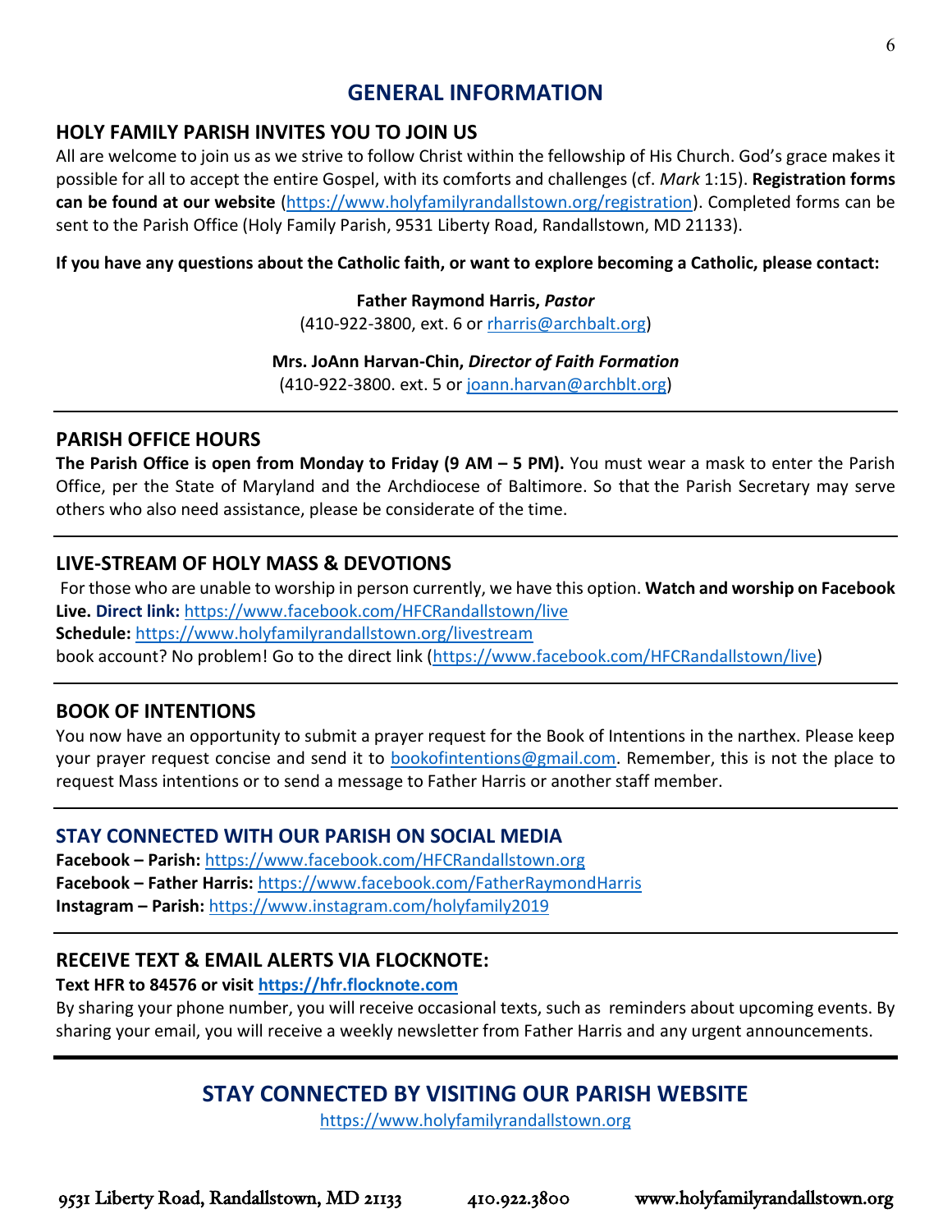# GENERAL INFORMATION

## HOLY FAMILY PARISH INVITES YOU TO JOIN US

All are welcome to join us as we strive to follow Christ within the fellowship of His Church. God's grace makes it possible for all to accept the entire Gospel, with its comforts and challenges (cf. *Mark* 1:15). **Registration forms can be found at our website** (https://www.holyfamilyrandallstown.org/registration). Completed forms can be sent to the Parish Office (Holy Family Parish, 9531 Liberty Road, Randallstown, MD 21133).

**If you have any questions about the Catholic faith, or want to explore becoming a Catholic, please contact:**

**Father Raymond Harris, *Pastor***
(410-922-3800, ext. 6 or rharris@archbalt.org)

**Mrs. JoAnn Harvan-Chin, *Director of Faith Formation***
(410-922-3800. ext. 5 or joann.harvan@archblt.org)

---

## PARISH OFFICE HOURS

**The Parish Office is open from Monday to Friday (9 AM – 5 PM).** You must wear a mask to enter the Parish Office, per the State of Maryland and the Archdiocese of Baltimore. So that the Parish Secretary may serve others who also need assistance, please be considerate of the time.

---

## LIVE-STREAM OF HOLY MASS & DEVOTIONS

For those who are unable to worship in person currently, we have this option. **Watch and worship on Facebook Live. Direct link:** https://www.facebook.com/HFCRandallstown/live
**Schedule:** https://www.holyfamilyrandallstown.org/livestream
book account? No problem! Go to the direct link (https://www.facebook.com/HFCRandallstown/live)

---

## BOOK OF INTENTIONS

You now have an opportunity to submit a prayer request for the Book of Intentions in the narthex. Please keep your prayer request concise and send it to bookofintentions@gmail.com. Remember, this is not the place to request Mass intentions or to send a message to Father Harris or another staff member.

---

## STAY CONNECTED WITH OUR PARISH ON SOCIAL MEDIA

**Facebook – Parish:** https://www.facebook.com/HFCRandallstown.org
**Facebook – Father Harris:** https://www.facebook.com/FatherRaymondHarris
**Instagram – Parish:** https://www.instagram.com/holyfamily2019

---

## RECEIVE TEXT & EMAIL ALERTS VIA FLOCKNOTE:

**Text HFR to 84576 or visit https://hfr.flocknote.com**

By sharing your phone number, you will receive occasional texts, such as reminders about upcoming events. By sharing your email, you will receive a weekly newsletter from Father Harris and any urgent announcements.

---

## STAY CONNECTED BY VISITING OUR PARISH WEBSITE

https://www.holyfamilyrandallstown.org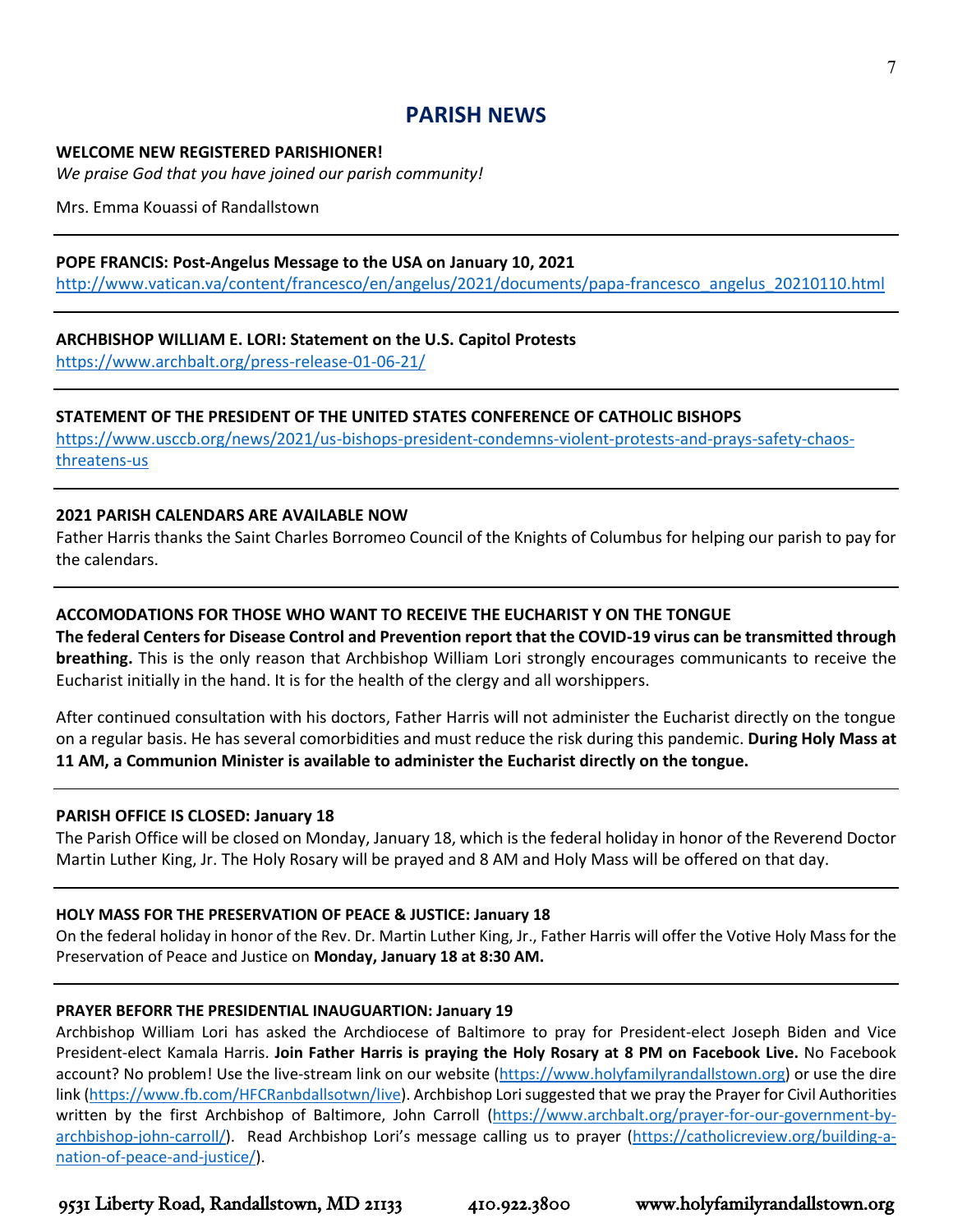# PARISH NEWS

**WELCOME NEW REGISTERED PARISHIONER!**

*We praise God that you have joined our parish community!*

Mrs. Emma Kouassi of Randallstown

---

**POPE FRANCIS: Post-Angelus Message to the USA on January 10, 2021**

http://www.vatican.va/content/francesco/en/angelus/2021/documents/papa-francesco_angelus_20210110.html

---

**ARCHBISHOP WILLIAM E. LORI: Statement on the U.S. Capitol Protests**

https://www.archbalt.org/press-release-01-06-21/

---

**STATEMENT OF THE PRESIDENT OF THE UNITED STATES CONFERENCE OF CATHOLIC BISHOPS**

https://www.usccb.org/news/2021/us-bishops-president-condemns-violent-protests-and-prays-safety-chaos-threatens-us

---

**2021 PARISH CALENDARS ARE AVAILABLE NOW**

Father Harris thanks the Saint Charles Borromeo Council of the Knights of Columbus for helping our parish to pay for the calendars.

---

**ACCOMODATIONS FOR THOSE WHO WANT TO RECEIVE THE EUCHARIST Y ON THE TONGUE**

**The federal Centers for Disease Control and Prevention report that the COVID-19 virus can be transmitted through breathing.** This is the only reason that Archbishop William Lori strongly encourages communicants to receive the Eucharist initially in the hand. It is for the health of the clergy and all worshippers.

After continued consultation with his doctors, Father Harris will not administer the Eucharist directly on the tongue on a regular basis. He has several comorbidities and must reduce the risk during this pandemic. **During Holy Mass at 11 AM, a Communion Minister is available to administer the Eucharist directly on the tongue.**

---

**PARISH OFFICE IS CLOSED: January 18**

The Parish Office will be closed on Monday, January 18, which is the federal holiday in honor of the Reverend Doctor Martin Luther King, Jr. The Holy Rosary will be prayed and 8 AM and Holy Mass will be offered on that day.

---

**HOLY MASS FOR THE PRESERVATION OF PEACE & JUSTICE: January 18**

On the federal holiday in honor of the Rev. Dr. Martin Luther King, Jr., Father Harris will offer the Votive Holy Mass for the Preservation of Peace and Justice on **Monday, January 18 at 8:30 AM.**

---

**PRAYER BEFORR THE PRESIDENTIAL INAUGUARTION: January 19**

Archbishop William Lori has asked the Archdiocese of Baltimore to pray for President-elect Joseph Biden and Vice President-elect Kamala Harris. **Join Father Harris is praying the Holy Rosary at 8 PM on Facebook Live.** No Facebook account? No problem! Use the live-stream link on our website (https://www.holyfamilyrandallstown.org) or use the dire link (https://www.fb.com/HFCRanbdallsotwn/live). Archbishop Lori suggested that we pray the Prayer for Civil Authorities written by the first Archbishop of Baltimore, John Carroll (https://www.archbalt.org/prayer-for-our-government-by-archbishop-john-carroll/). Read Archbishop Lori's message calling us to prayer (https://catholicreview.org/building-a-nation-of-peace-and-justice/).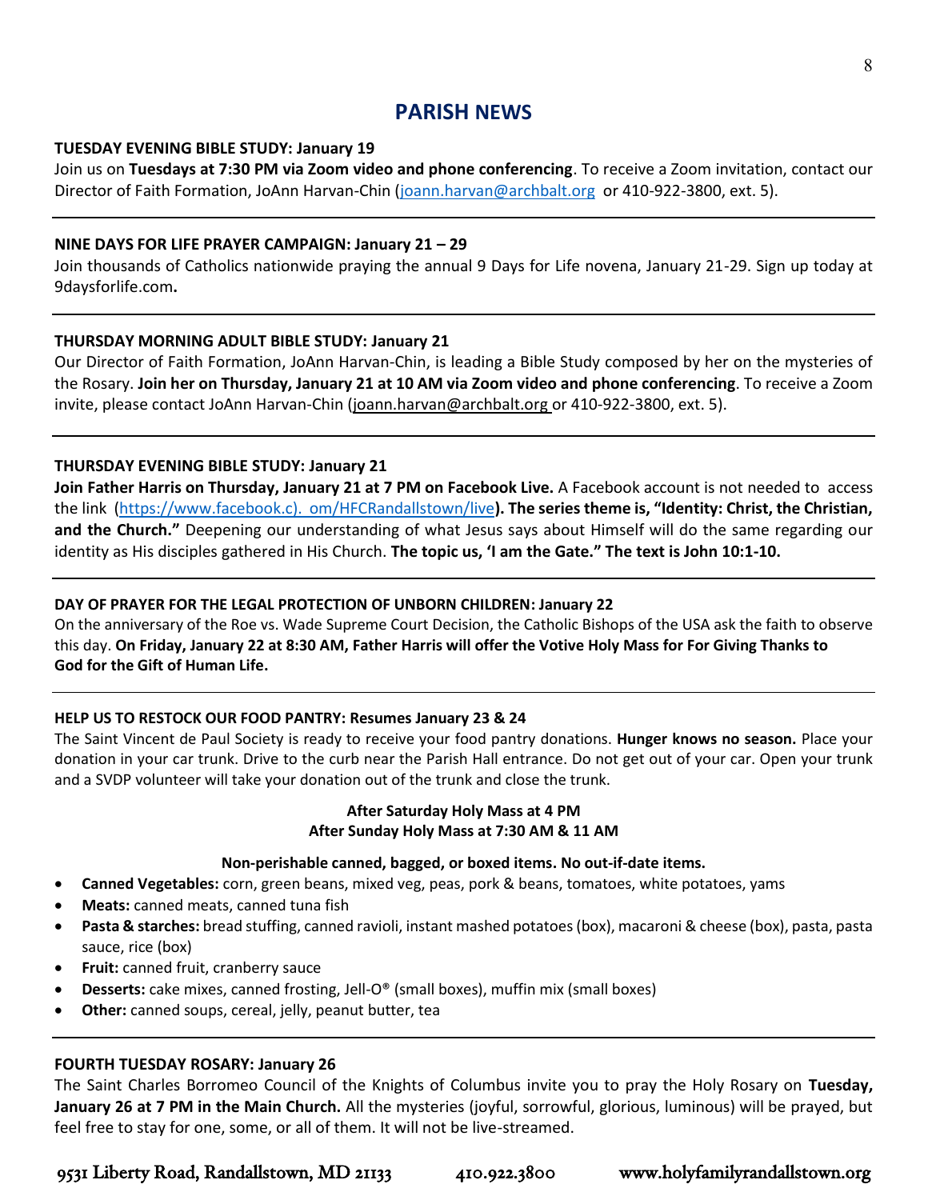## PARISH NEWS

**TUESDAY EVENING BIBLE STUDY: January 19**

Join us on **Tuesdays at 7:30 PM via Zoom video and phone conferencing**. To receive a Zoom invitation, contact our Director of Faith Formation, JoAnn Harvan-Chin (joann.harvan@archbalt.org or 410-922-3800, ext. 5).

---

**NINE DAYS FOR LIFE PRAYER CAMPAIGN: January 21 – 29**

Join thousands of Catholics nationwide praying the annual 9 Days for Life novena, January 21-29. Sign up today at 9daysforlife.com**.**

---

**THURSDAY MORNING ADULT BIBLE STUDY: January 21**

Our Director of Faith Formation, JoAnn Harvan-Chin, is leading a Bible Study composed by her on the mysteries of the Rosary. **Join her on Thursday, January 21 at 10 AM via Zoom video and phone conferencing**. To receive a Zoom invite, please contact JoAnn Harvan-Chin (joann.harvan@archbalt.org or 410-922-3800, ext. 5).

---

**THURSDAY EVENING BIBLE STUDY: January 21**

**Join Father Harris on Thursday, January 21 at 7 PM on Facebook Live.** A Facebook account is not needed to access the link (https://www.facebook.c). om/HFCRandallstown/live**). The series theme is, "Identity: Christ, the Christian, and the Church."** Deepening our understanding of what Jesus says about Himself will do the same regarding our identity as His disciples gathered in His Church. **The topic us, 'I am the Gate." The text is John 10:1-10.**

---

**DAY OF PRAYER FOR THE LEGAL PROTECTION OF UNBORN CHILDREN: January 22**

On the anniversary of the Roe vs. Wade Supreme Court Decision, the Catholic Bishops of the USA ask the faith to observe this day. **On Friday, January 22 at 8:30 AM, Father Harris will offer the Votive Holy Mass for For Giving Thanks to God for the Gift of Human Life.**

---

**HELP US TO RESTOCK OUR FOOD PANTRY: Resumes January 23 & 24**

The Saint Vincent de Paul Society is ready to receive your food pantry donations. **Hunger knows no season.** Place your donation in your car trunk. Drive to the curb near the Parish Hall entrance. Do not get out of your car. Open your trunk and a SVDP volunteer will take your donation out of the trunk and close the trunk.

**After Saturday Holy Mass at 4 PM**
**After Sunday Holy Mass at 7:30 AM & 11 AM**

**Non-perishable canned, bagged, or boxed items. No out-if-date items.**

- **Canned Vegetables:** corn, green beans, mixed veg, peas, pork & beans, tomatoes, white potatoes, yams
- **Meats:** canned meats, canned tuna fish
- **Pasta & starches:** bread stuffing, canned ravioli, instant mashed potatoes (box), macaroni & cheese (box), pasta, pasta sauce, rice (box)
- **Fruit:** canned fruit, cranberry sauce
- **Desserts:** cake mixes, canned frosting, Jell-O® (small boxes), muffin mix (small boxes)
- **Other:** canned soups, cereal, jelly, peanut butter, tea

---

**FOURTH TUESDAY ROSARY: January 26**

The Saint Charles Borromeo Council of the Knights of Columbus invite you to pray the Holy Rosary on **Tuesday, January 26 at 7 PM in the Main Church.** All the mysteries (joyful, sorrowful, glorious, luminous) will be prayed, but feel free to stay for one, some, or all of them. It will not be live-streamed.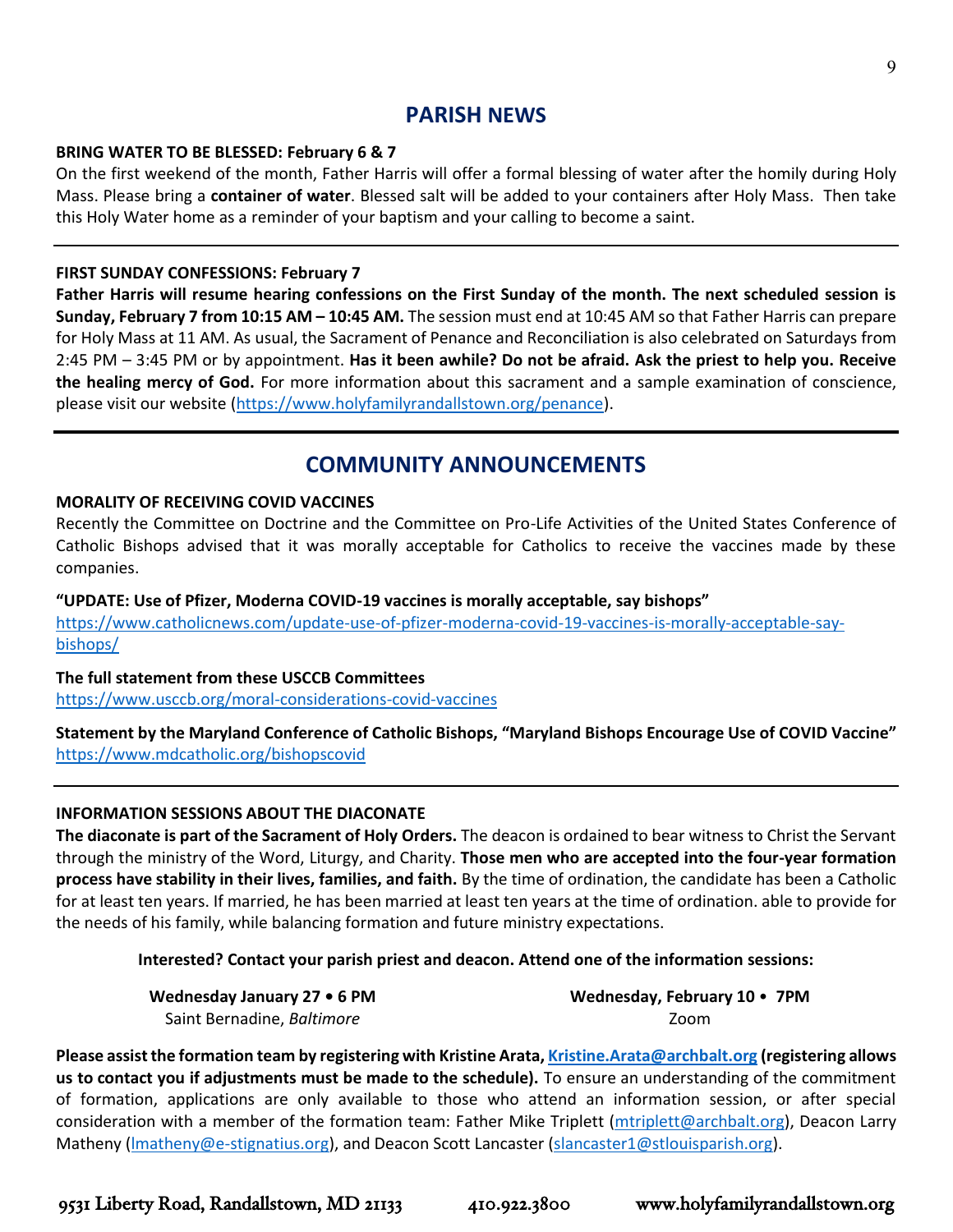## PARISH NEWS

**BRING WATER TO BE BLESSED: February 6 & 7**

On the first weekend of the month, Father Harris will offer a formal blessing of water after the homily during Holy Mass. Please bring a **container of water**. Blessed salt will be added to your containers after Holy Mass. Then take this Holy Water home as a reminder of your baptism and your calling to become a saint.

---

**FIRST SUNDAY CONFESSIONS: February 7**

**Father Harris will resume hearing confessions on the First Sunday of the month. The next scheduled session is Sunday, February 7 from 10:15 AM – 10:45 AM.** The session must end at 10:45 AM so that Father Harris can prepare for Holy Mass at 11 AM. As usual, the Sacrament of Penance and Reconciliation is also celebrated on Saturdays from 2:45 PM – 3:45 PM or by appointment. **Has it been awhile? Do not be afraid. Ask the priest to help you. Receive the healing mercy of God.** For more information about this sacrament and a sample examination of conscience, please visit our website (https://www.holyfamilyrandallstown.org/penance).

---

## COMMUNITY ANNOUNCEMENTS

**MORALITY OF RECEIVING COVID VACCINES**

Recently the Committee on Doctrine and the Committee on Pro-Life Activities of the United States Conference of Catholic Bishops advised that it was morally acceptable for Catholics to receive the vaccines made by these companies.

**"UPDATE: Use of Pfizer, Moderna COVID-19 vaccines is morally acceptable, say bishops"**
https://www.catholicnews.com/update-use-of-pfizer-moderna-covid-19-vaccines-is-morally-acceptable-say-bishops/

**The full statement from these USCCB Committees**
https://www.usccb.org/moral-considerations-covid-vaccines

**Statement by the Maryland Conference of Catholic Bishops, "Maryland Bishops Encourage Use of COVID Vaccine"**
https://www.mdcatholic.org/bishopscovid

---

**INFORMATION SESSIONS ABOUT THE DIACONATE**

**The diaconate is part of the Sacrament of Holy Orders.** The deacon is ordained to bear witness to Christ the Servant through the ministry of the Word, Liturgy, and Charity. **Those men who are accepted into the four-year formation process have stability in their lives, families, and faith.** By the time of ordination, the candidate has been a Catholic for at least ten years. If married, he has been married at least ten years at the time of ordination. able to provide for the needs of his family, while balancing formation and future ministry expectations.

**Interested? Contact your parish priest and deacon. Attend one of the information sessions:**

**Wednesday January 27 • 6 PM**
Saint Bernadine, *Baltimore*

**Wednesday, February 10 • 7PM**
Zoom

**Please assist the formation team by registering with Kristine Arata, Kristine.Arata@archbalt.org (registering allows us to contact you if adjustments must be made to the schedule).** To ensure an understanding of the commitment of formation, applications are only available to those who attend an information session, or after special consideration with a member of the formation team: Father Mike Triplett (mtriplett@archbalt.org), Deacon Larry Matheny (lmatheny@e-stignatius.org), and Deacon Scott Lancaster (slancaster1@stlouisparish.org).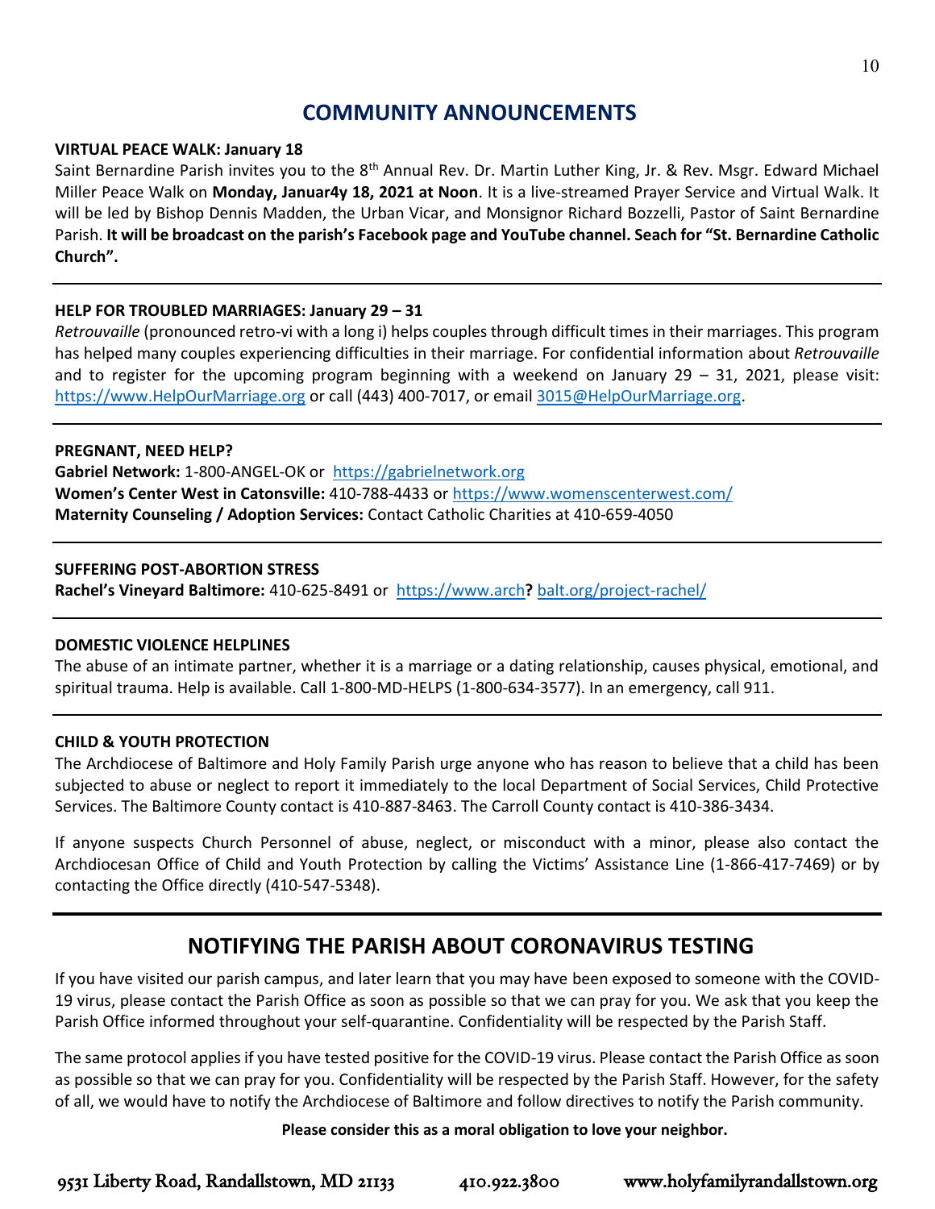# COMMUNITY ANNOUNCEMENTS

**VIRTUAL PEACE WALK: January 18**

Saint Bernardine Parish invites you to the 8th Annual Rev. Dr. Martin Luther King, Jr. & Rev. Msgr. Edward Michael Miller Peace Walk on **Monday, Januar4y 18, 2021 at Noon**. It is a live-streamed Prayer Service and Virtual Walk. It will be led by Bishop Dennis Madden, the Urban Vicar, and Monsignor Richard Bozzelli, Pastor of Saint Bernardine Parish. **It will be broadcast on the parish's Facebook page and YouTube channel. Seach for "St. Bernardine Catholic Church".**

---

**HELP FOR TROUBLED MARRIAGES: January 29 – 31**

*Retrouvaille* (pronounced retro-vi with a long i) helps couples through difficult times in their marriages. This program has helped many couples experiencing difficulties in their marriage. For confidential information about *Retrouvaille* and to register for the upcoming program beginning with a weekend on January 29 – 31, 2021, please visit: https://www.HelpOurMarriage.org or call (443) 400-7017, or email 3015@HelpOurMarriage.org.

---

**PREGNANT, NEED HELP?**

**Gabriel Network:** 1-800-ANGEL-OK or https://gabrielnetwork.org
**Women's Center West in Catonsville:** 410-788-4433 or https://www.womenscenterwest.com/
**Maternity Counseling / Adoption Services:** Contact Catholic Charities at 410-659-4050

---

**SUFFERING POST-ABORTION STRESS**

**Rachel's Vineyard Baltimore:** 410-625-8491 or https://www.arch**?** balt.org/project-rachel/

---

**DOMESTIC VIOLENCE HELPLINES**

The abuse of an intimate partner, whether it is a marriage or a dating relationship, causes physical, emotional, and spiritual trauma. Help is available. Call 1-800-MD-HELPS (1-800-634-3577). In an emergency, call 911.

---

**CHILD & YOUTH PROTECTION**

The Archdiocese of Baltimore and Holy Family Parish urge anyone who has reason to believe that a child has been subjected to abuse or neglect to report it immediately to the local Department of Social Services, Child Protective Services. The Baltimore County contact is 410-887-8463. The Carroll County contact is 410-386-3434.

If anyone suspects Church Personnel of abuse, neglect, or misconduct with a minor, please also contact the Archdiocesan Office of Child and Youth Protection by calling the Victims' Assistance Line (1-866-417-7469) or by contacting the Office directly (410-547-5348).

---

# NOTIFYING THE PARISH ABOUT CORONAVIRUS TESTING

If you have visited our parish campus, and later learn that you may have been exposed to someone with the COVID-19 virus, please contact the Parish Office as soon as possible so that we can pray for you. We ask that you keep the Parish Office informed throughout your self-quarantine. Confidentiality will be respected by the Parish Staff.

The same protocol applies if you have tested positive for the COVID-19 virus. Please contact the Parish Office as soon as possible so that we can pray for you. Confidentiality will be respected by the Parish Staff. However, for the safety of all, we would have to notify the Archdiocese of Baltimore and follow directives to notify the Parish community.

**Please consider this as a moral obligation to love your neighbor.**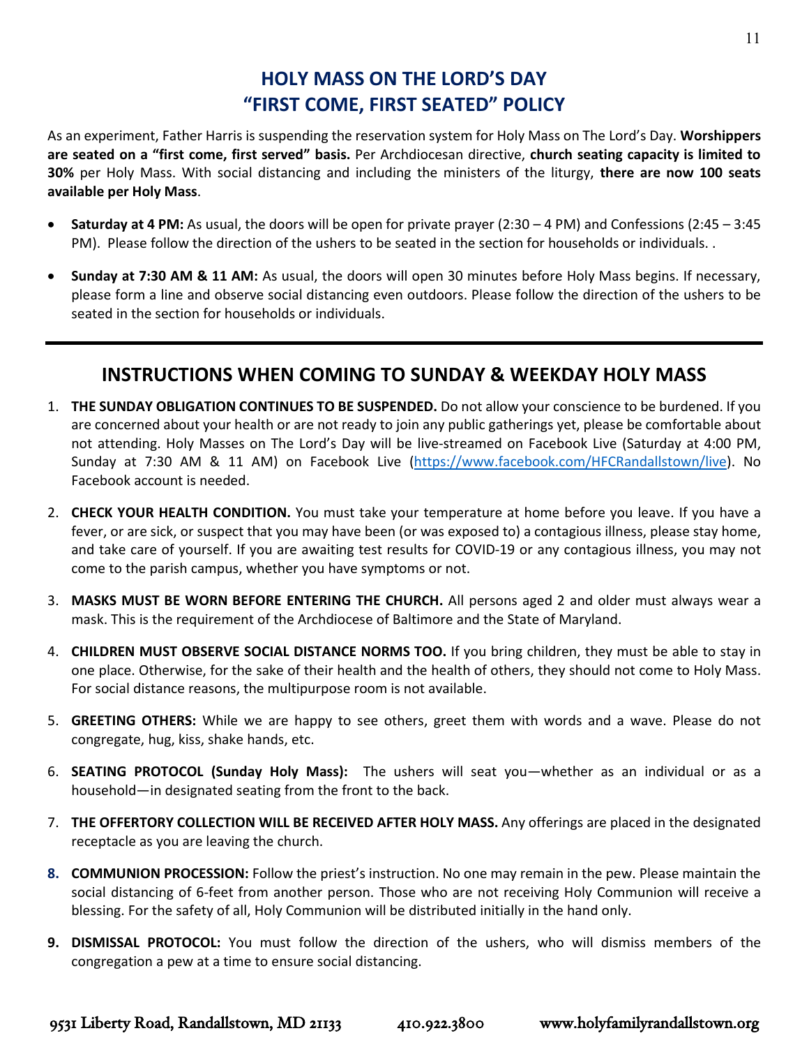# HOLY MASS ON THE LORD'S DAY
# "FIRST COME, FIRST SEATED" POLICY

As an experiment, Father Harris is suspending the reservation system for Holy Mass on The Lord's Day. **Worshippers are seated on a "first come, first served" basis.** Per Archdiocesan directive, **church seating capacity is limited to 30%** per Holy Mass. With social distancing and including the ministers of the liturgy, **there are now 100 seats available per Holy Mass**.

- **Saturday at 4 PM:** As usual, the doors will be open for private prayer (2:30 – 4 PM) and Confessions (2:45 – 3:45 PM). Please follow the direction of the ushers to be seated in the section for households or individuals. .
- **Sunday at 7:30 AM & 11 AM:** As usual, the doors will open 30 minutes before Holy Mass begins. If necessary, please form a line and observe social distancing even outdoors. Please follow the direction of the ushers to be seated in the section for households or individuals.

---

## INSTRUCTIONS WHEN COMING TO SUNDAY & WEEKDAY HOLY MASS

1. **THE SUNDAY OBLIGATION CONTINUES TO BE SUSPENDED.** Do not allow your conscience to be burdened. If you are concerned about your health or are not ready to join any public gatherings yet, please be comfortable about not attending. Holy Masses on The Lord's Day will be live-streamed on Facebook Live (Saturday at 4:00 PM, Sunday at 7:30 AM & 11 AM) on Facebook Live (https://www.facebook.com/HFCRandallstown/live). No Facebook account is needed.
2. **CHECK YOUR HEALTH CONDITION.** You must take your temperature at home before you leave. If you have a fever, or are sick, or suspect that you may have been (or was exposed to) a contagious illness, please stay home, and take care of yourself. If you are awaiting test results for COVID-19 or any contagious illness, you may not come to the parish campus, whether you have symptoms or not.
3. **MASKS MUST BE WORN BEFORE ENTERING THE CHURCH.** All persons aged 2 and older must always wear a mask. This is the requirement of the Archdiocese of Baltimore and the State of Maryland.
4. **CHILDREN MUST OBSERVE SOCIAL DISTANCE NORMS TOO.** If you bring children, they must be able to stay in one place. Otherwise, for the sake of their health and the health of others, they should not come to Holy Mass. For social distance reasons, the multipurpose room is not available.
5. **GREETING OTHERS:** While we are happy to see others, greet them with words and a wave. Please do not congregate, hug, kiss, shake hands, etc.
6. **SEATING PROTOCOL (Sunday Holy Mass):** The ushers will seat you—whether as an individual or as a household—in designated seating from the front to the back.
7. **THE OFFERTORY COLLECTION WILL BE RECEIVED AFTER HOLY MASS.** Any offerings are placed in the designated receptacle as you are leaving the church.
8. **COMMUNION PROCESSION:** Follow the priest's instruction. No one may remain in the pew. Please maintain the social distancing of 6-feet from another person. Those who are not receiving Holy Communion will receive a blessing. For the safety of all, Holy Communion will be distributed initially in the hand only.
9. **DISMISSAL PROTOCOL:** You must follow the direction of the ushers, who will dismiss members of the congregation a pew at a time to ensure social distancing.